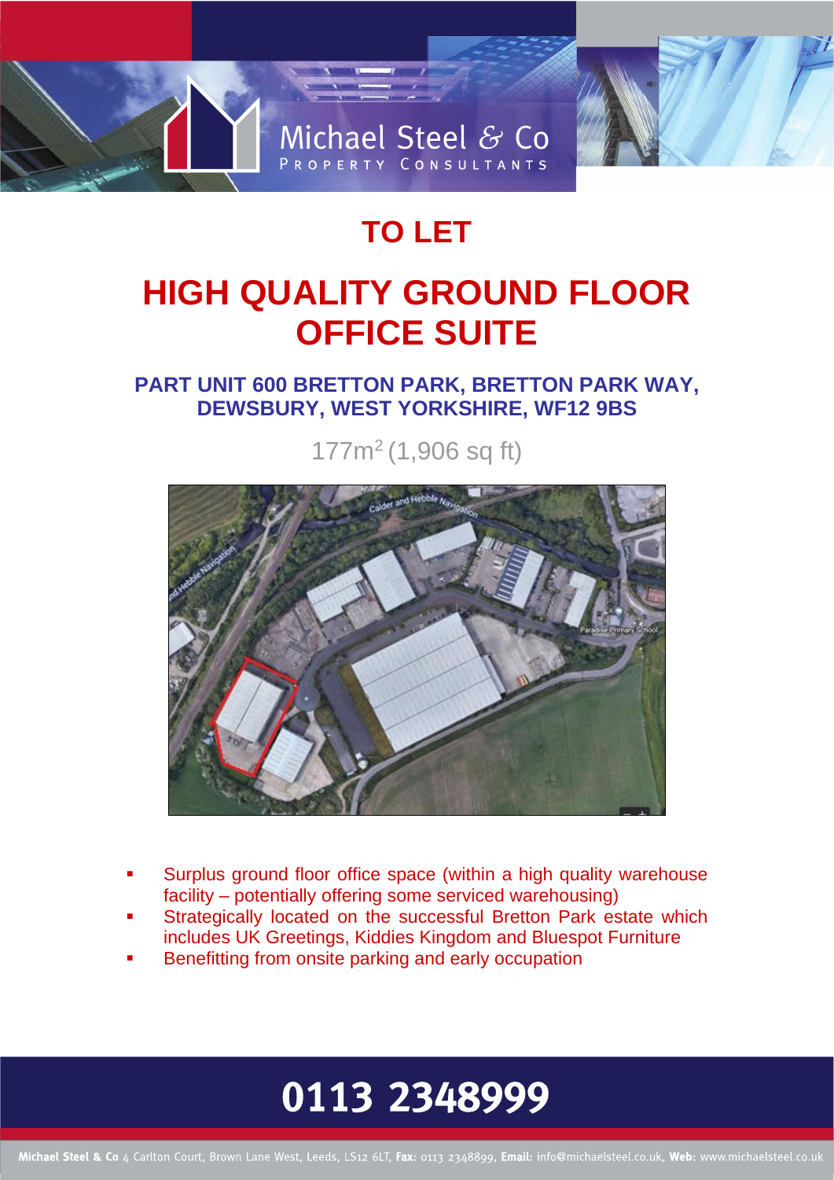Michael Steel & Co
PROPERTY CONSULTANTS

# TO LET

# HIGH QUALITY GROUND FLOOR OFFICE SUITE

### PART UNIT 600 BRETTON PARK, BRETTON PARK WAY, DEWSBURY, WEST YORKSHIRE, WF12 9BS

$177m^2$ (1,906 sq ft)

- Surplus ground floor office space (within a high quality warehouse facility – potentially offering some serviced warehousing)
- Strategically located on the successful Bretton Park estate which includes UK Greetings, Kiddies Kingdom and Bluespot Furniture
- Benefitting from onsite parking and early occupation

**0113 2348999**

**Michael Steel & Co** 4 Carlton Court, Brown Lane West, Leeds, LS12 6LT, **Fax:** 0113 2348899, **Email:** info@michaelsteel.co.uk, **Web:** www.michaelsteel.co.uk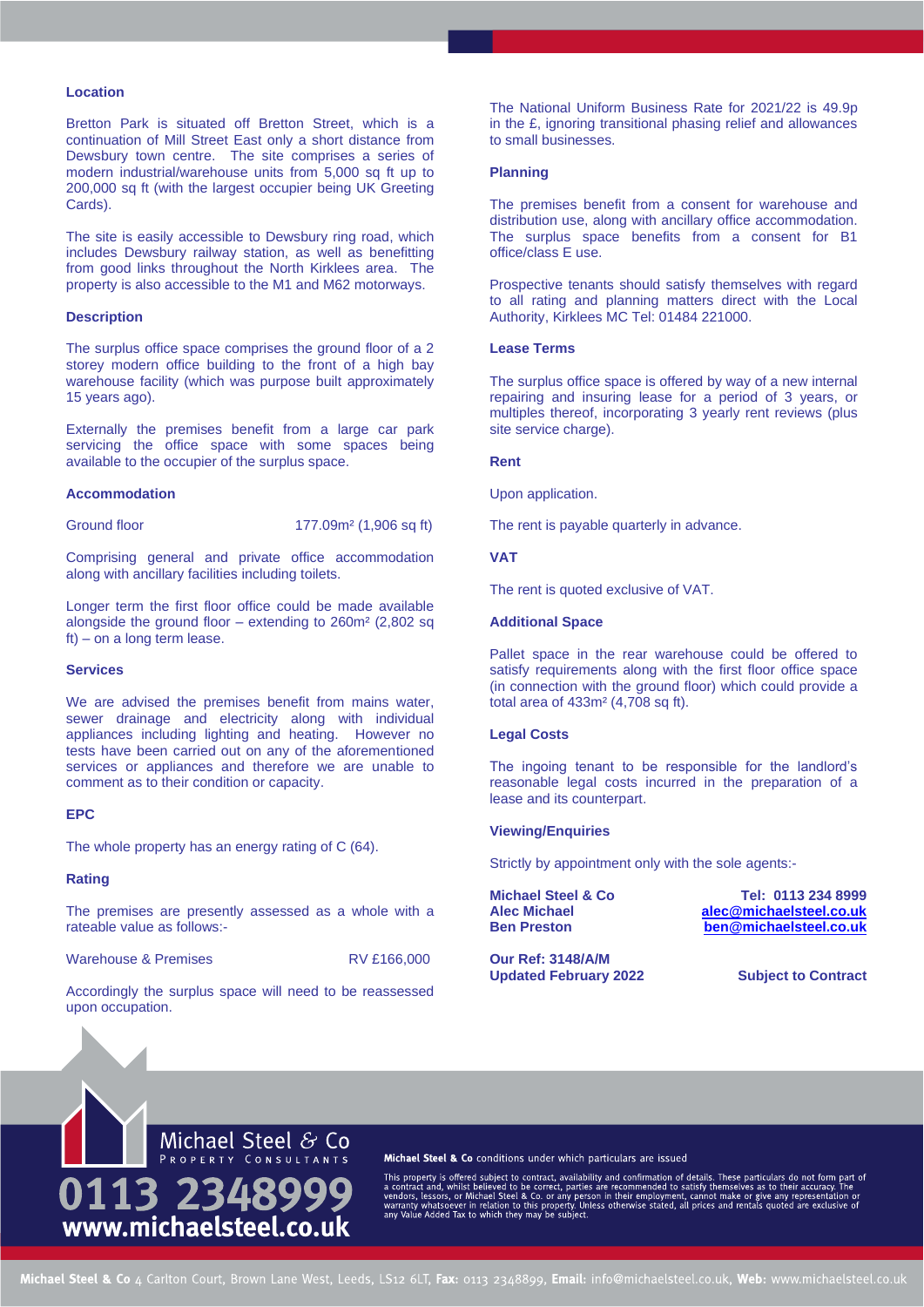## Location

Bretton Park is situated off Bretton Street, which is a continuation of Mill Street East only a short distance from Dewsbury town centre. The site comprises a series of modern industrial/warehouse units from 5,000 sq ft up to 200,000 sq ft (with the largest occupier being UK Greeting Cards).

The site is easily accessible to Dewsbury ring road, which includes Dewsbury railway station, as well as benefitting from good links throughout the North Kirklees area. The property is also accessible to the M1 and M62 motorways.

## Description

The surplus office space comprises the ground floor of a 2 storey modern office building to the front of a high bay warehouse facility (which was purpose built approximately 15 years ago).

Externally the premises benefit from a large car park servicing the office space with some spaces being available to the occupier of the surplus space.

## Accommodation

| | |
|---|---|
| Ground floor | 177.09m² (1,906 sq ft) |

Comprising general and private office accommodation along with ancillary facilities including toilets.

Longer term the first floor office could be made available alongside the ground floor – extending to 260m² (2,802 sq ft) – on a long term lease.

## Services

We are advised the premises benefit from mains water, sewer drainage and electricity along with individual appliances including lighting and heating. However no tests have been carried out on any of the aforementioned services or appliances and therefore we are unable to comment as to their condition or capacity.

## EPC

The whole property has an energy rating of C (64).

## Rating

The premises are presently assessed as a whole with a rateable value as follows:-

| | |
|---|---|
| Warehouse & Premises | RV £166,000 |

Accordingly the surplus space will need to be reassessed upon occupation.

The National Uniform Business Rate for 2021/22 is 49.9p in the £, ignoring transitional phasing relief and allowances to small businesses.

## Planning

The premises benefit from a consent for warehouse and distribution use, along with ancillary office accommodation. The surplus space benefits from a consent for B1 office/class E use.

Prospective tenants should satisfy themselves with regard to all rating and planning matters direct with the Local Authority, Kirklees MC Tel: 01484 221000.

## Lease Terms

The surplus office space is offered by way of a new internal repairing and insuring lease for a period of 3 years, or multiples thereof, incorporating 3 yearly rent reviews (plus site service charge).

## Rent

Upon application.

The rent is payable quarterly in advance.

## VAT

The rent is quoted exclusive of VAT.

## Additional Space

Pallet space in the rear warehouse could be offered to satisfy requirements along with the first floor office space (in connection with the ground floor) which could provide a total area of 433m² (4,708 sq ft).

## Legal Costs

The ingoing tenant to be responsible for the landlord's reasonable legal costs incurred in the preparation of a lease and its counterpart.

## Viewing/Enquiries

Strictly by appointment only with the sole agents:-

**Michael Steel & Co** — **Tel: 0113 234 8999**
**Alec Michael** — **alec@michaelsteel.co.uk**
**Ben Preston** — **ben@michaelsteel.co.uk**

**Our Ref: 3148/A/M**
**Updated February 2022** — **Subject to Contract**

Michael Steel & Co
PROPERTY CONSULTANTS
0113 2348999
www.michaelsteel.co.uk

**Michael Steel & Co** conditions under which particulars are issued

This property is offered subject to contract, availability and confirmation of details. These particulars do not form part of a contract and, whilst believed to be correct, parties are recommended to satisfy themselves as to their accuracy. The vendors, lessors, or Michael Steel & Co. or any person in their employment, cannot make or give any representation or warranty whatsoever in relation to this property. Unless otherwise stated, all prices and rentals quoted are exclusive of any Value Added Tax to which they may be subject.

**Michael Steel & Co** 4 Carlton Court, Brown Lane West, Leeds, LS12 6LT, **Fax:** 0113 2348899, **Email:** info@michaelsteel.co.uk, **Web:** www.michaelsteel.co.uk